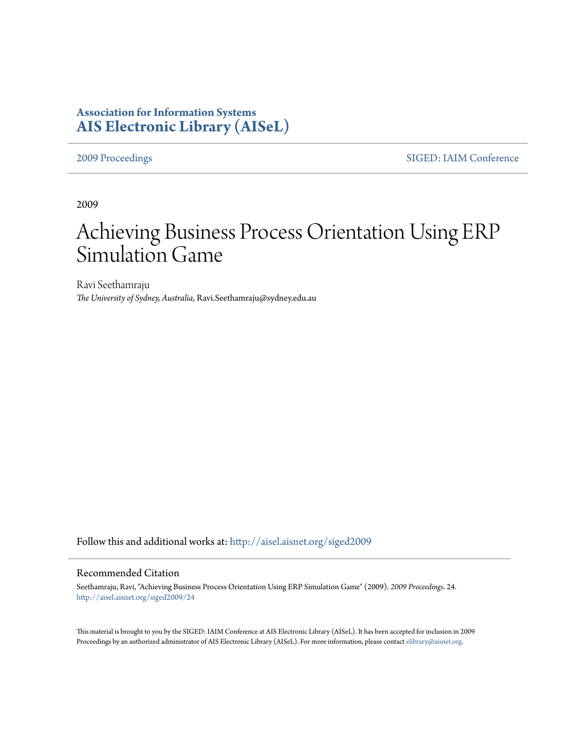**Association for Information Systems**
**AIS Electronic Library (AISeL)**

2009 Proceedings | SIGED: IAIM Conference

2009

# Achieving Business Process Orientation Using ERP Simulation Game

Ravi Seethamraju
*The University of Sydney, Australia*, Ravi.Seethamraju@sydney.edu.au

Follow this and additional works at: http://aisel.aisnet.org/siged2009

## Recommended Citation

Seethamraju, Ravi, "Achieving Business Process Orientation Using ERP Simulation Game" (2009). *2009 Proceedings*. 24.
http://aisel.aisnet.org/siged2009/24

This material is brought to you by the SIGED: IAIM Conference at AIS Electronic Library (AISeL). It has been accepted for inclusion in 2009 Proceedings by an authorized administrator of AIS Electronic Library (AISeL). For more information, please contact elibrary@aisnet.org.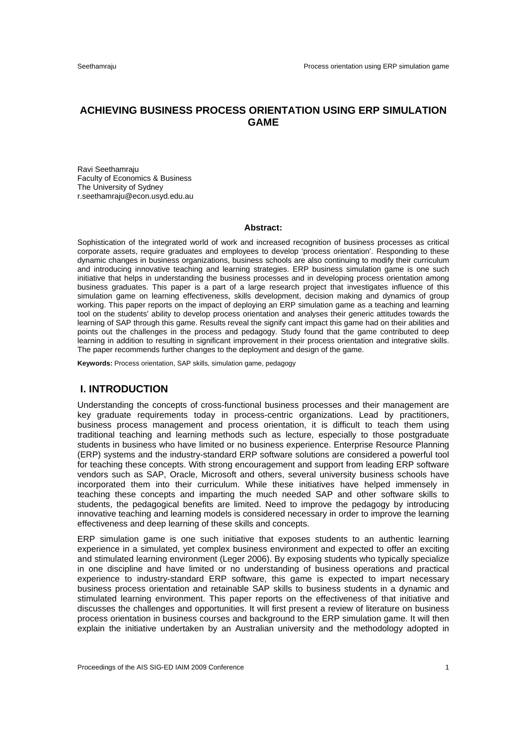# ACHIEVING BUSINESS PROCESS ORIENTATION USING ERP SIMULATION GAME

Ravi Seethamraju
Faculty of Economics & Business
The University of Sydney
r.seethamraju@econ.usyd.edu.au

**Abstract:**

Sophistication of the integrated world of work and increased recognition of business processes as critical corporate assets, require graduates and employees to develop 'process orientation'. Responding to these dynamic changes in business organizations, business schools are also continuing to modify their curriculum and introducing innovative teaching and learning strategies. ERP business simulation game is one such initiative that helps in understanding the business processes and in developing process orientation among business graduates. This paper is a part of a large research project that investigates influence of this simulation game on learning effectiveness, skills development, decision making and dynamics of group working. This paper reports on the impact of deploying an ERP simulation game as a teaching and learning tool on the students' ability to develop process orientation and analyses their generic attitudes towards the learning of SAP through this game. Results reveal the signify cant impact this game had on their abilities and points out the challenges in the process and pedagogy. Study found that the game contributed to deep learning in addition to resulting in significant improvement in their process orientation and integrative skills. The paper recommends further changes to the deployment and design of the game.

**Keywords:** Process orientation, SAP skills, simulation game, pedagogy

## I. INTRODUCTION

Understanding the concepts of cross-functional business processes and their management are key graduate requirements today in process-centric organizations. Lead by practitioners, business process management and process orientation, it is difficult to teach them using traditional teaching and learning methods such as lecture, especially to those postgraduate students in business who have limited or no business experience. Enterprise Resource Planning (ERP) systems and the industry-standard ERP software solutions are considered a powerful tool for teaching these concepts. With strong encouragement and support from leading ERP software vendors such as SAP, Oracle, Microsoft and others, several university business schools have incorporated them into their curriculum. While these initiatives have helped immensely in teaching these concepts and imparting the much needed SAP and other software skills to students, the pedagogical benefits are limited. Need to improve the pedagogy by introducing innovative teaching and learning models is considered necessary in order to improve the learning effectiveness and deep learning of these skills and concepts.

ERP simulation game is one such initiative that exposes students to an authentic learning experience in a simulated, yet complex business environment and expected to offer an exciting and stimulated learning environment (Leger 2006). By exposing students who typically specialize in one discipline and have limited or no understanding of business operations and practical experience to industry-standard ERP software, this game is expected to impart necessary business process orientation and retainable SAP skills to business students in a dynamic and stimulated learning environment. This paper reports on the effectiveness of that initiative and discusses the challenges and opportunities. It will first present a review of literature on business process orientation in business courses and background to the ERP simulation game. It will then explain the initiative undertaken by an Australian university and the methodology adopted in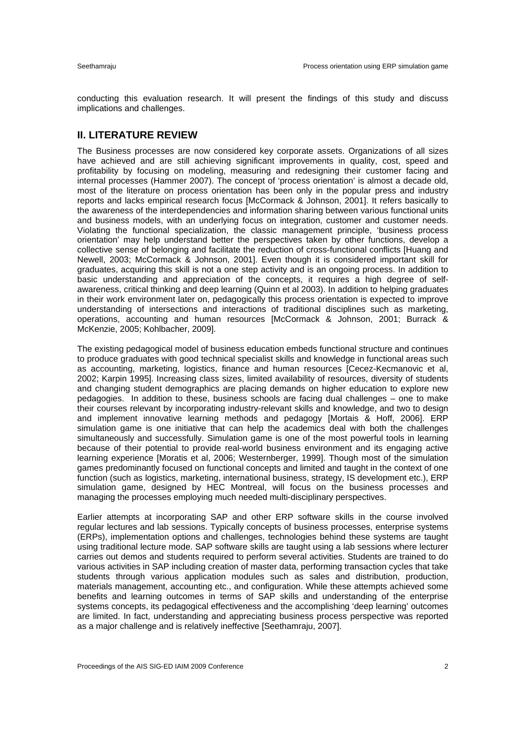conducting this evaluation research. It will present the findings of this study and discuss implications and challenges.

## II. LITERATURE REVIEW

The Business processes are now considered key corporate assets. Organizations of all sizes have achieved and are still achieving significant improvements in quality, cost, speed and profitability by focusing on modeling, measuring and redesigning their customer facing and internal processes (Hammer 2007). The concept of 'process orientation' is almost a decade old, most of the literature on process orientation has been only in the popular press and industry reports and lacks empirical research focus [McCormack & Johnson, 2001]. It refers basically to the awareness of the interdependencies and information sharing between various functional units and business models, with an underlying focus on integration, customer and customer needs. Violating the functional specialization, the classic management principle, 'business process orientation' may help understand better the perspectives taken by other functions, develop a collective sense of belonging and facilitate the reduction of cross-functional conflicts [Huang and Newell, 2003; McCormack & Johnson, 2001]. Even though it is considered important skill for graduates, acquiring this skill is not a one step activity and is an ongoing process. In addition to basic understanding and appreciation of the concepts, it requires a high degree of self-awareness, critical thinking and deep learning (Quinn et al 2003). In addition to helping graduates in their work environment later on, pedagogically this process orientation is expected to improve understanding of intersections and interactions of traditional disciplines such as marketing, operations, accounting and human resources [McCormack & Johnson, 2001; Burrack & McKenzie, 2005; Kohlbacher, 2009].

The existing pedagogical model of business education embeds functional structure and continues to produce graduates with good technical specialist skills and knowledge in functional areas such as accounting, marketing, logistics, finance and human resources [Cecez-Kecmanovic et al, 2002; Karpin 1995]. Increasing class sizes, limited availability of resources, diversity of students and changing student demographics are placing demands on higher education to explore new pedagogies. In addition to these, business schools are facing dual challenges – one to make their courses relevant by incorporating industry-relevant skills and knowledge, and two to design and implement innovative learning methods and pedagogy [Mortais & Hoff, 2006]. ERP simulation game is one initiative that can help the academics deal with both the challenges simultaneously and successfully. Simulation game is one of the most powerful tools in learning because of their potential to provide real-world business environment and its engaging active learning experience [Moratis et al, 2006; Westernberger, 1999]. Though most of the simulation games predominantly focused on functional concepts and limited and taught in the context of one function (such as logistics, marketing, international business, strategy, IS development etc.), ERP simulation game, designed by HEC Montreal, will focus on the business processes and managing the processes employing much needed multi-disciplinary perspectives.

Earlier attempts at incorporating SAP and other ERP software skills in the course involved regular lectures and lab sessions. Typically concepts of business processes, enterprise systems (ERPs), implementation options and challenges, technologies behind these systems are taught using traditional lecture mode. SAP software skills are taught using a lab sessions where lecturer carries out demos and students required to perform several activities. Students are trained to do various activities in SAP including creation of master data, performing transaction cycles that take students through various application modules such as sales and distribution, production, materials management, accounting etc., and configuration. While these attempts achieved some benefits and learning outcomes in terms of SAP skills and understanding of the enterprise systems concepts, its pedagogical effectiveness and the accomplishing 'deep learning' outcomes are limited. In fact, understanding and appreciating business process perspective was reported as a major challenge and is relatively ineffective [Seethamraju, 2007].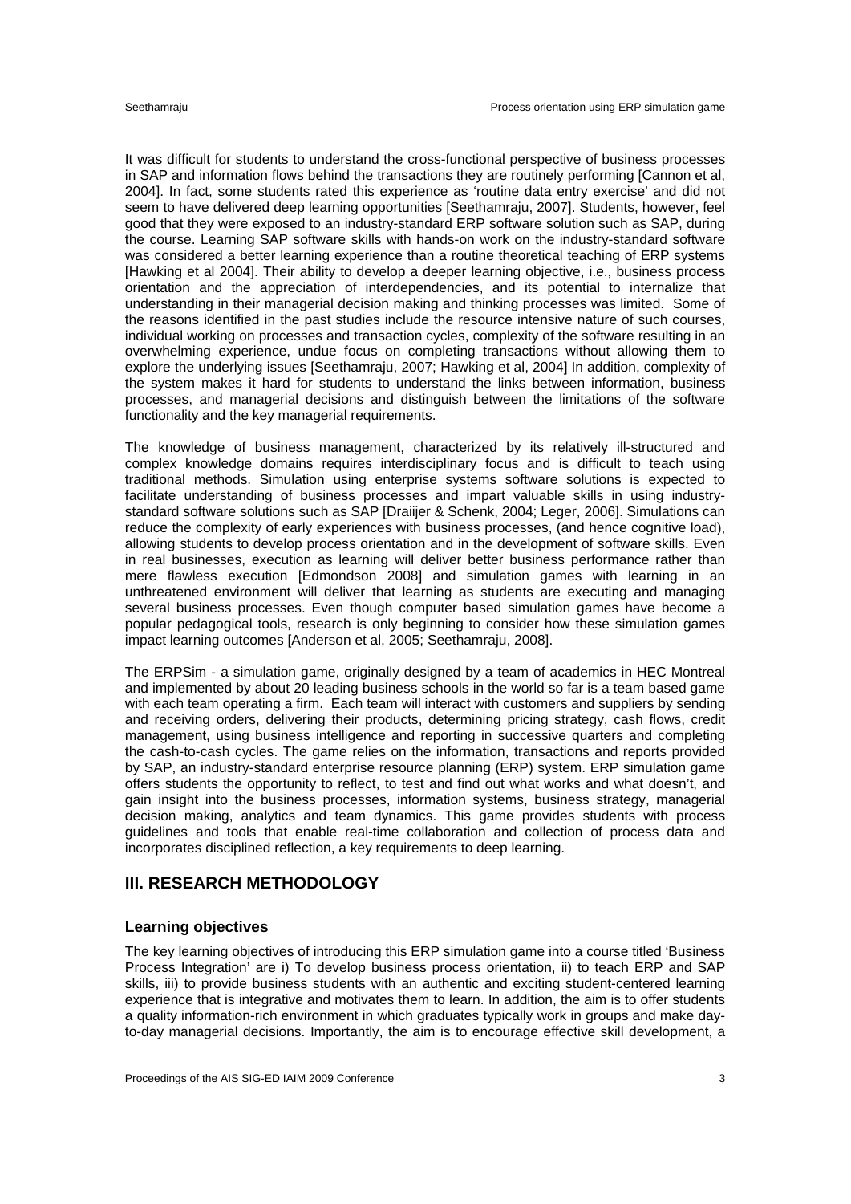It was difficult for students to understand the cross-functional perspective of business processes in SAP and information flows behind the transactions they are routinely performing [Cannon et al, 2004]. In fact, some students rated this experience as 'routine data entry exercise' and did not seem to have delivered deep learning opportunities [Seethamraju, 2007]. Students, however, feel good that they were exposed to an industry-standard ERP software solution such as SAP, during the course. Learning SAP software skills with hands-on work on the industry-standard software was considered a better learning experience than a routine theoretical teaching of ERP systems [Hawking et al 2004]. Their ability to develop a deeper learning objective, i.e., business process orientation and the appreciation of interdependencies, and its potential to internalize that understanding in their managerial decision making and thinking processes was limited. Some of the reasons identified in the past studies include the resource intensive nature of such courses, individual working on processes and transaction cycles, complexity of the software resulting in an overwhelming experience, undue focus on completing transactions without allowing them to explore the underlying issues [Seethamraju, 2007; Hawking et al, 2004] In addition, complexity of the system makes it hard for students to understand the links between information, business processes, and managerial decisions and distinguish between the limitations of the software functionality and the key managerial requirements.

The knowledge of business management, characterized by its relatively ill-structured and complex knowledge domains requires interdisciplinary focus and is difficult to teach using traditional methods. Simulation using enterprise systems software solutions is expected to facilitate understanding of business processes and impart valuable skills in using industry-standard software solutions such as SAP [Draiijer & Schenk, 2004; Leger, 2006]. Simulations can reduce the complexity of early experiences with business processes, (and hence cognitive load), allowing students to develop process orientation and in the development of software skills. Even in real businesses, execution as learning will deliver better business performance rather than mere flawless execution [Edmondson 2008] and simulation games with learning in an unthreatened environment will deliver that learning as students are executing and managing several business processes. Even though computer based simulation games have become a popular pedagogical tools, research is only beginning to consider how these simulation games impact learning outcomes [Anderson et al, 2005; Seethamraju, 2008].

The ERPSim - a simulation game, originally designed by a team of academics in HEC Montreal and implemented by about 20 leading business schools in the world so far is a team based game with each team operating a firm. Each team will interact with customers and suppliers by sending and receiving orders, delivering their products, determining pricing strategy, cash flows, credit management, using business intelligence and reporting in successive quarters and completing the cash-to-cash cycles. The game relies on the information, transactions and reports provided by SAP, an industry-standard enterprise resource planning (ERP) system. ERP simulation game offers students the opportunity to reflect, to test and find out what works and what doesn't, and gain insight into the business processes, information systems, business strategy, managerial decision making, analytics and team dynamics. This game provides students with process guidelines and tools that enable real-time collaboration and collection of process data and incorporates disciplined reflection, a key requirements to deep learning.

## III. RESEARCH METHODOLOGY

### Learning objectives

The key learning objectives of introducing this ERP simulation game into a course titled 'Business Process Integration' are i) To develop business process orientation, ii) to teach ERP and SAP skills, iii) to provide business students with an authentic and exciting student-centered learning experience that is integrative and motivates them to learn. In addition, the aim is to offer students a quality information-rich environment in which graduates typically work in groups and make day-to-day managerial decisions. Importantly, the aim is to encourage effective skill development, a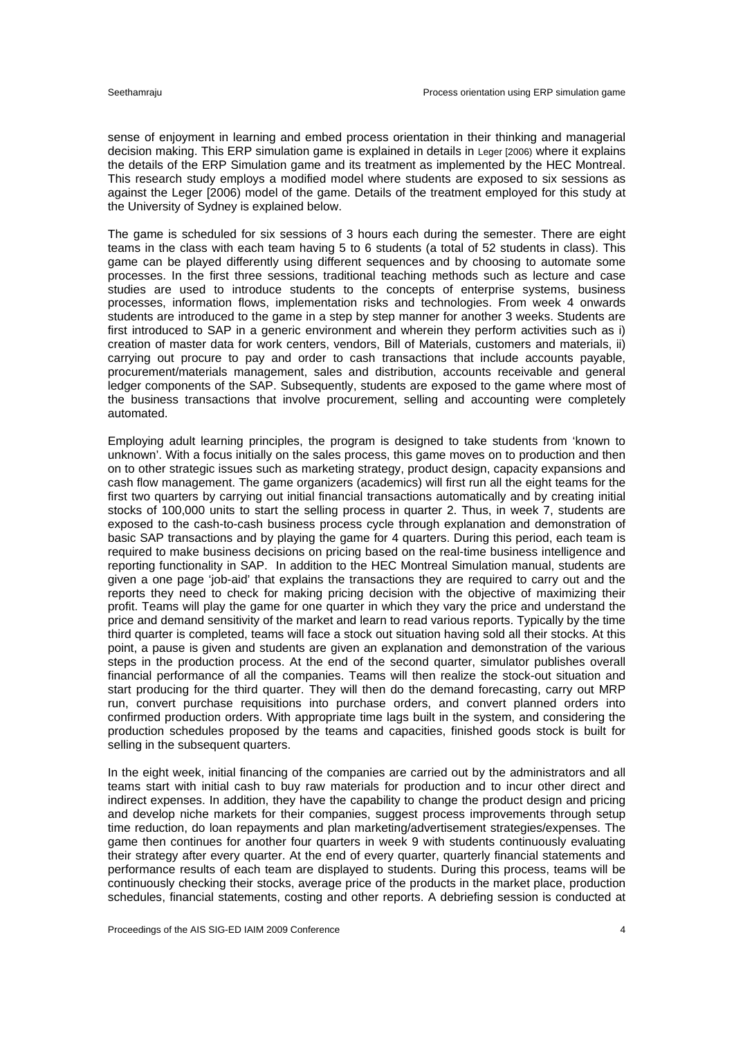sense of enjoyment in learning and embed process orientation in their thinking and managerial decision making. This ERP simulation game is explained in details in Leger [2006] where it explains the details of the ERP Simulation game and its treatment as implemented by the HEC Montreal. This research study employs a modified model where students are exposed to six sessions as against the Leger [2006] model of the game. Details of the treatment employed for this study at the University of Sydney is explained below.

The game is scheduled for six sessions of 3 hours each during the semester. There are eight teams in the class with each team having 5 to 6 students (a total of 52 students in class). This game can be played differently using different sequences and by choosing to automate some processes. In the first three sessions, traditional teaching methods such as lecture and case studies are used to introduce students to the concepts of enterprise systems, business processes, information flows, implementation risks and technologies. From week 4 onwards students are introduced to the game in a step by step manner for another 3 weeks. Students are first introduced to SAP in a generic environment and wherein they perform activities such as i) creation of master data for work centers, vendors, Bill of Materials, customers and materials, ii) carrying out procure to pay and order to cash transactions that include accounts payable, procurement/materials management, sales and distribution, accounts receivable and general ledger components of the SAP. Subsequently, students are exposed to the game where most of the business transactions that involve procurement, selling and accounting were completely automated.

Employing adult learning principles, the program is designed to take students from 'known to unknown'. With a focus initially on the sales process, this game moves on to production and then on to other strategic issues such as marketing strategy, product design, capacity expansions and cash flow management. The game organizers (academics) will first run all the eight teams for the first two quarters by carrying out initial financial transactions automatically and by creating initial stocks of 100,000 units to start the selling process in quarter 2. Thus, in week 7, students are exposed to the cash-to-cash business process cycle through explanation and demonstration of basic SAP transactions and by playing the game for 4 quarters. During this period, each team is required to make business decisions on pricing based on the real-time business intelligence and reporting functionality in SAP. In addition to the HEC Montreal Simulation manual, students are given a one page 'job-aid' that explains the transactions they are required to carry out and the reports they need to check for making pricing decision with the objective of maximizing their profit. Teams will play the game for one quarter in which they vary the price and understand the price and demand sensitivity of the market and learn to read various reports. Typically by the time third quarter is completed, teams will face a stock out situation having sold all their stocks. At this point, a pause is given and students are given an explanation and demonstration of the various steps in the production process. At the end of the second quarter, simulator publishes overall financial performance of all the companies. Teams will then realize the stock-out situation and start producing for the third quarter. They will then do the demand forecasting, carry out MRP run, convert purchase requisitions into purchase orders, and convert planned orders into confirmed production orders. With appropriate time lags built in the system, and considering the production schedules proposed by the teams and capacities, finished goods stock is built for selling in the subsequent quarters.

In the eight week, initial financing of the companies are carried out by the administrators and all teams start with initial cash to buy raw materials for production and to incur other direct and indirect expenses. In addition, they have the capability to change the product design and pricing and develop niche markets for their companies, suggest process improvements through setup time reduction, do loan repayments and plan marketing/advertisement strategies/expenses. The game then continues for another four quarters in week 9 with students continuously evaluating their strategy after every quarter. At the end of every quarter, quarterly financial statements and performance results of each team are displayed to students. During this process, teams will be continuously checking their stocks, average price of the products in the market place, production schedules, financial statements, costing and other reports. A debriefing session is conducted at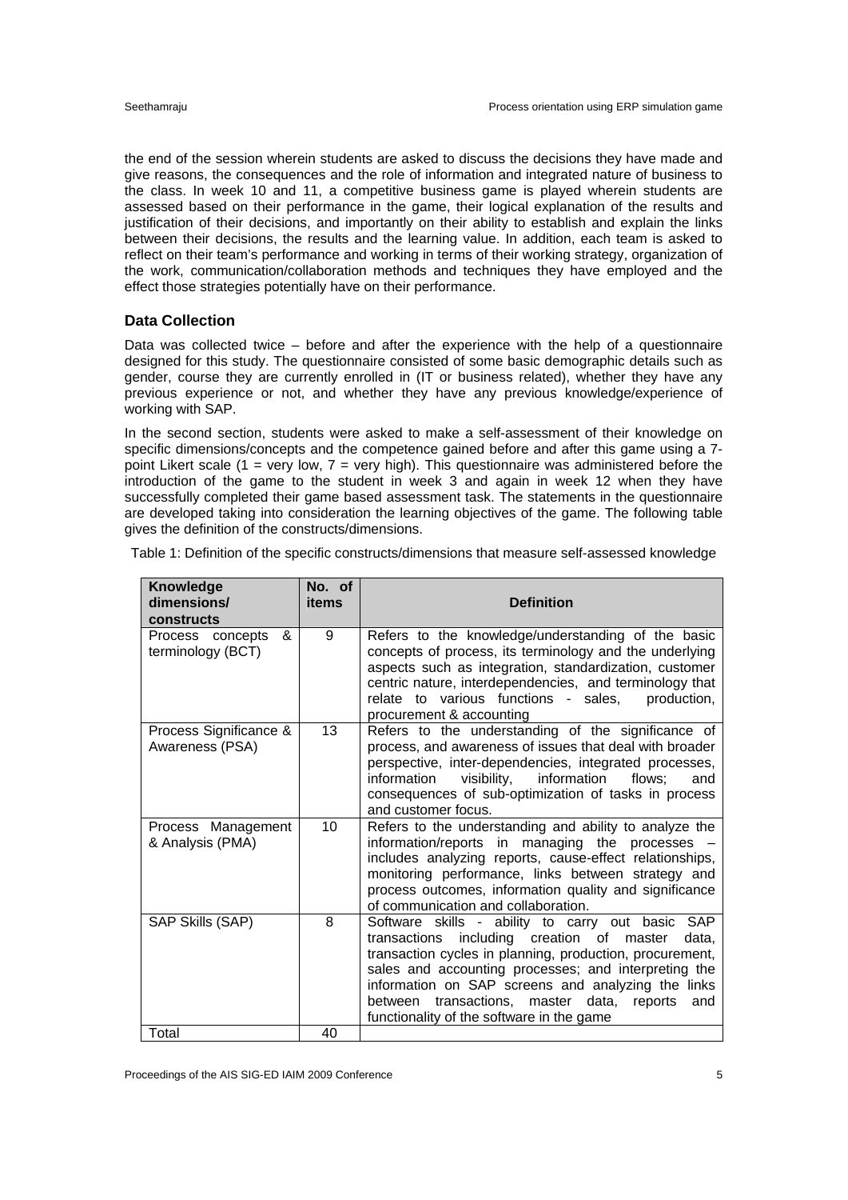the end of the session wherein students are asked to discuss the decisions they have made and give reasons, the consequences and the role of information and integrated nature of business to the class. In week 10 and 11, a competitive business game is played wherein students are assessed based on their performance in the game, their logical explanation of the results and justification of their decisions, and importantly on their ability to establish and explain the links between their decisions, the results and the learning value. In addition, each team is asked to reflect on their team's performance and working in terms of their working strategy, organization of the work, communication/collaboration methods and techniques they have employed and the effect those strategies potentially have on their performance.

### Data Collection

Data was collected twice – before and after the experience with the help of a questionnaire designed for this study. The questionnaire consisted of some basic demographic details such as gender, course they are currently enrolled in (IT or business related), whether they have any previous experience or not, and whether they have any previous knowledge/experience of working with SAP.

In the second section, students were asked to make a self-assessment of their knowledge on specific dimensions/concepts and the competence gained before and after this game using a 7-point Likert scale (1 = very low, 7 = very high). This questionnaire was administered before the introduction of the game to the student in week 3 and again in week 12 when they have successfully completed their game based assessment task. The statements in the questionnaire are developed taking into consideration the learning objectives of the game. The following table gives the definition of the constructs/dimensions.

Table 1: Definition of the specific constructs/dimensions that measure self-assessed knowledge

| Knowledge dimensions/ constructs | No. of items | Definition |
|---|---|---|
| Process concepts & terminology (BCT) | 9 | Refers to the knowledge/understanding of the basic concepts of process, its terminology and the underlying aspects such as integration, standardization, customer centric nature, interdependencies, and terminology that relate to various functions - sales, production, procurement & accounting |
| Process Significance & Awareness (PSA) | 13 | Refers to the understanding of the significance of process, and awareness of issues that deal with broader perspective, inter-dependencies, integrated processes, information visibility, information flows; and consequences of sub-optimization of tasks in process and customer focus. |
| Process Management & Analysis (PMA) | 10 | Refers to the understanding and ability to analyze the information/reports in managing the processes – includes analyzing reports, cause-effect relationships, monitoring performance, links between strategy and process outcomes, information quality and significance of communication and collaboration. |
| SAP Skills (SAP) | 8 | Software skills - ability to carry out basic SAP transactions including creation of master data, transaction cycles in planning, production, procurement, sales and accounting processes; and interpreting the information on SAP screens and analyzing the links between transactions, master data, reports and functionality of the software in the game |
| Total | 40 | |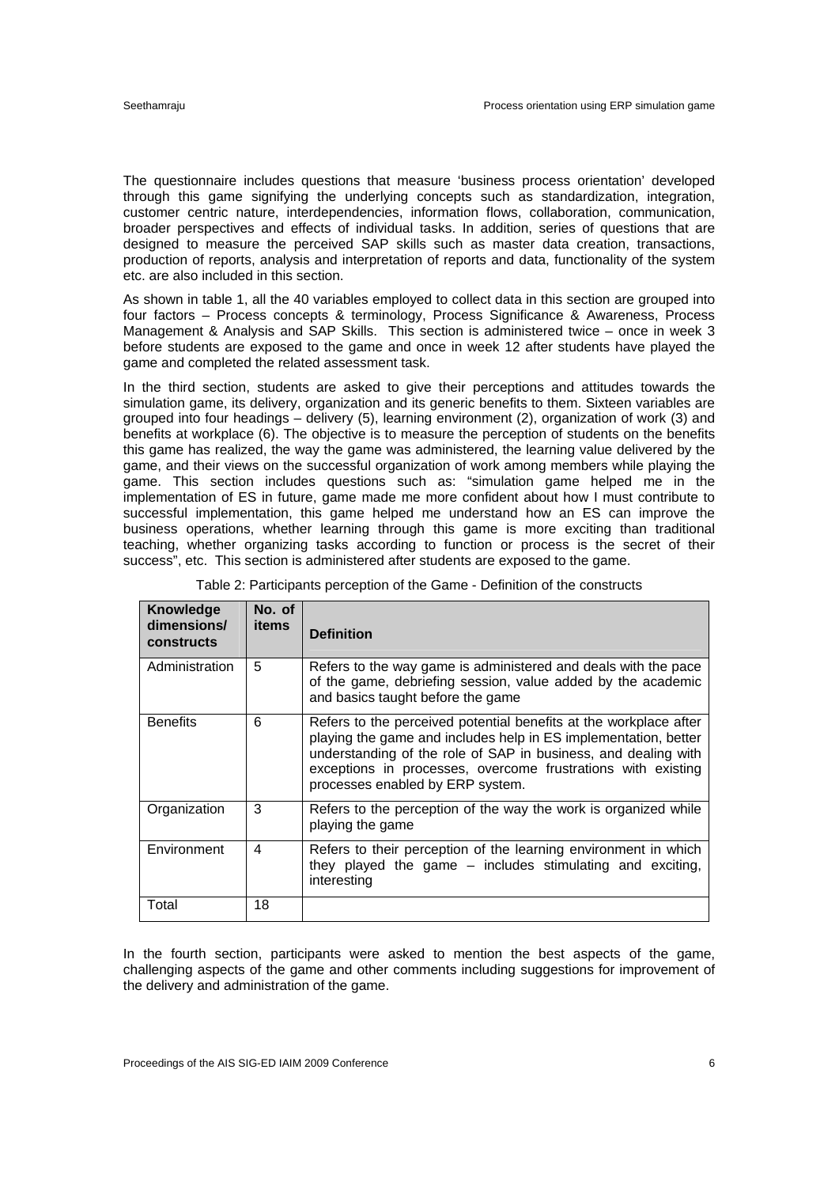The questionnaire includes questions that measure 'business process orientation' developed through this game signifying the underlying concepts such as standardization, integration, customer centric nature, interdependencies, information flows, collaboration, communication, broader perspectives and effects of individual tasks. In addition, series of questions that are designed to measure the perceived SAP skills such as master data creation, transactions, production of reports, analysis and interpretation of reports and data, functionality of the system etc. are also included in this section.

As shown in table 1, all the 40 variables employed to collect data in this section are grouped into four factors – Process concepts & terminology, Process Significance & Awareness, Process Management & Analysis and SAP Skills. This section is administered twice – once in week 3 before students are exposed to the game and once in week 12 after students have played the game and completed the related assessment task.

In the third section, students are asked to give their perceptions and attitudes towards the simulation game, its delivery, organization and its generic benefits to them. Sixteen variables are grouped into four headings – delivery (5), learning environment (2), organization of work (3) and benefits at workplace (6). The objective is to measure the perception of students on the benefits this game has realized, the way the game was administered, the learning value delivered by the game, and their views on the successful organization of work among members while playing the game. This section includes questions such as: "simulation game helped me in the implementation of ES in future, game made me more confident about how I must contribute to successful implementation, this game helped me understand how an ES can improve the business operations, whether learning through this game is more exciting than traditional teaching, whether organizing tasks according to function or process is the secret of their success", etc. This section is administered after students are exposed to the game.

Table 2: Participants perception of the Game - Definition of the constructs

| Knowledge dimensions/ constructs | No. of items | Definition |
|---|---|---|
| Administration | 5 | Refers to the way game is administered and deals with the pace of the game, debriefing session, value added by the academic and basics taught before the game |
| Benefits | 6 | Refers to the perceived potential benefits at the workplace after playing the game and includes help in ES implementation, better understanding of the role of SAP in business, and dealing with exceptions in processes, overcome frustrations with existing processes enabled by ERP system. |
| Organization | 3 | Refers to the perception of the way the work is organized while playing the game |
| Environment | 4 | Refers to their perception of the learning environment in which they played the game – includes stimulating and exciting, interesting |
| Total | 18 | |

In the fourth section, participants were asked to mention the best aspects of the game, challenging aspects of the game and other comments including suggestions for improvement of the delivery and administration of the game.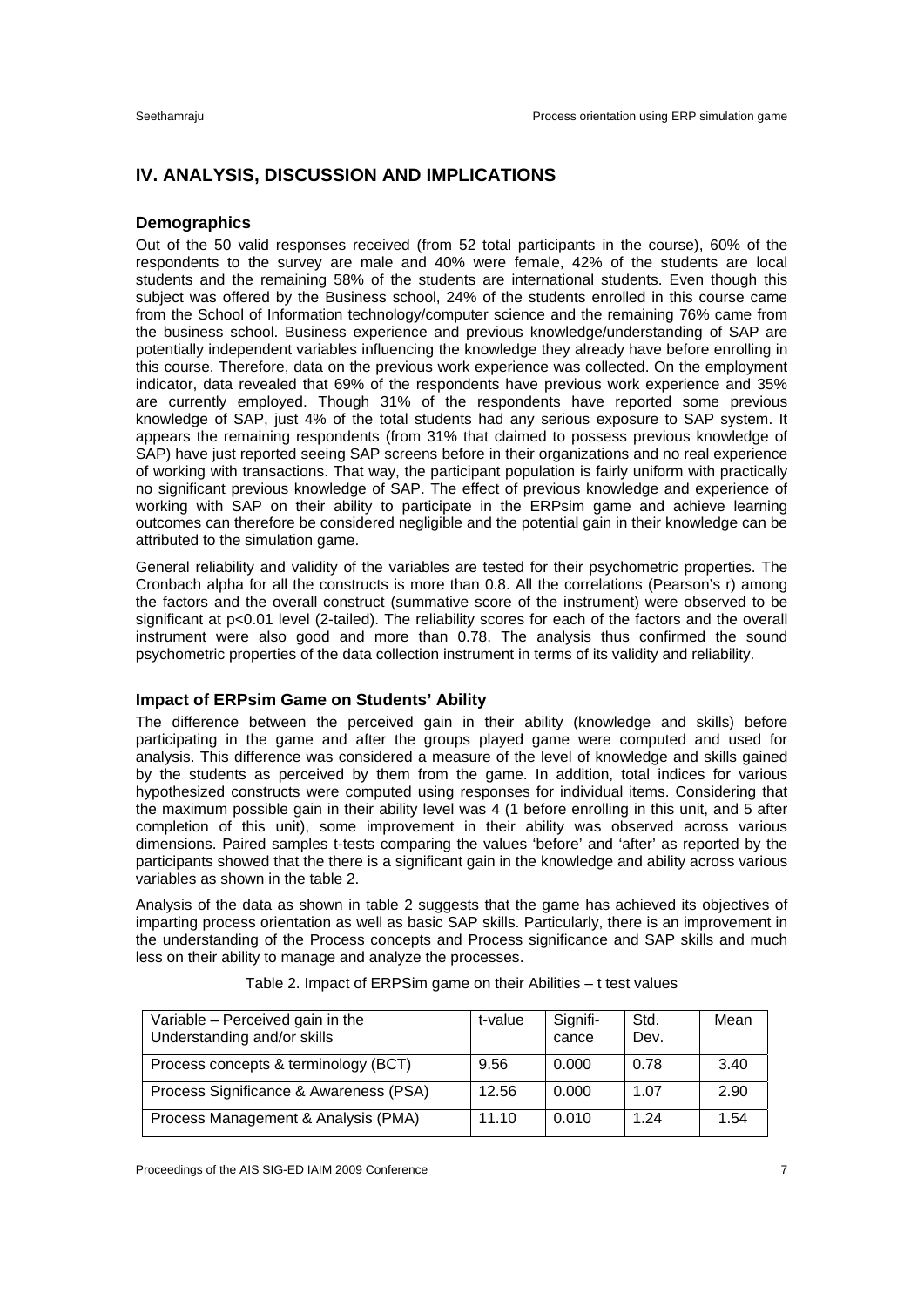## IV. ANALYSIS, DISCUSSION AND IMPLICATIONS

### Demographics

Out of the 50 valid responses received (from 52 total participants in the course), 60% of the respondents to the survey are male and 40% were female, 42% of the students are local students and the remaining 58% of the students are international students. Even though this subject was offered by the Business school, 24% of the students enrolled in this course came from the School of Information technology/computer science and the remaining 76% came from the business school. Business experience and previous knowledge/understanding of SAP are potentially independent variables influencing the knowledge they already have before enrolling in this course. Therefore, data on the previous work experience was collected. On the employment indicator, data revealed that 69% of the respondents have previous work experience and 35% are currently employed. Though 31% of the respondents have reported some previous knowledge of SAP, just 4% of the total students had any serious exposure to SAP system. It appears the remaining respondents (from 31% that claimed to possess previous knowledge of SAP) have just reported seeing SAP screens before in their organizations and no real experience of working with transactions. That way, the participant population is fairly uniform with practically no significant previous knowledge of SAP. The effect of previous knowledge and experience of working with SAP on their ability to participate in the ERPsim game and achieve learning outcomes can therefore be considered negligible and the potential gain in their knowledge can be attributed to the simulation game.

General reliability and validity of the variables are tested for their psychometric properties. The Cronbach alpha for all the constructs is more than 0.8. All the correlations (Pearson's r) among the factors and the overall construct (summative score of the instrument) were observed to be significant at $p<0.01$ level (2-tailed). The reliability scores for each of the factors and the overall instrument were also good and more than 0.78. The analysis thus confirmed the sound psychometric properties of the data collection instrument in terms of its validity and reliability.

### Impact of ERPsim Game on Students' Ability

The difference between the perceived gain in their ability (knowledge and skills) before participating in the game and after the groups played game were computed and used for analysis. This difference was considered a measure of the level of knowledge and skills gained by the students as perceived by them from the game. In addition, total indices for various hypothesized constructs were computed using responses for individual items. Considering that the maximum possible gain in their ability level was 4 (1 before enrolling in this unit, and 5 after completion of this unit), some improvement in their ability was observed across various dimensions. Paired samples t-tests comparing the values 'before' and 'after' as reported by the participants showed that the there is a significant gain in the knowledge and ability across various variables as shown in the table 2.

Analysis of the data as shown in table 2 suggests that the game has achieved its objectives of imparting process orientation as well as basic SAP skills. Particularly, there is an improvement in the understanding of the Process concepts and Process significance and SAP skills and much less on their ability to manage and analyze the processes.

Table 2. Impact of ERPSim game on their Abilities – t test values

| Variable – Perceived gain in the Understanding and/or skills | t-value | Significance | Std. Dev. | Mean |
|---|---|---|---|---|
| Process concepts & terminology (BCT) | 9.56 | 0.000 | 0.78 | 3.40 |
| Process Significance & Awareness (PSA) | 12.56 | 0.000 | 1.07 | 2.90 |
| Process Management & Analysis (PMA) | 11.10 | 0.010 | 1.24 | 1.54 |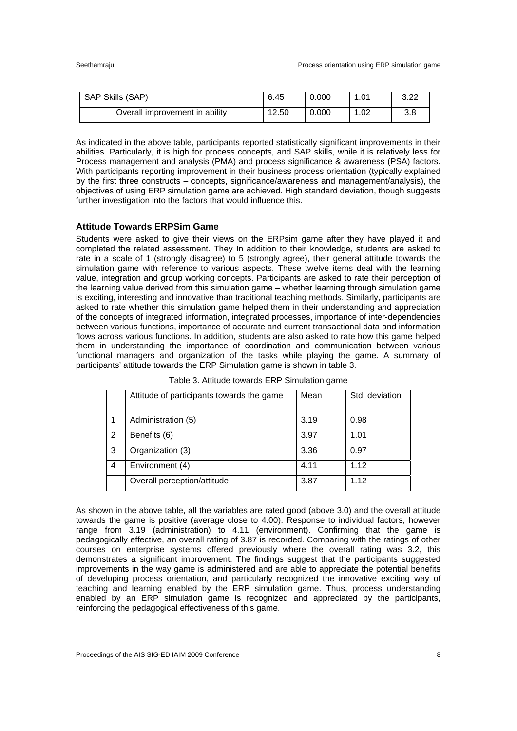| SAP Skills (SAP) | 6.45 | 0.000 | 1.01 | 3.22 |
|---|---|---|---|---|
| Overall improvement in ability | 12.50 | 0.000 | 1.02 | 3.8 |

As indicated in the above table, participants reported statistically significant improvements in their abilities. Particularly, it is high for process concepts, and SAP skills, while it is relatively less for Process management and analysis (PMA) and process significance & awareness (PSA) factors. With participants reporting improvement in their business process orientation (typically explained by the first three constructs – concepts, significance/awareness and management/analysis), the objectives of using ERP simulation game are achieved. High standard deviation, though suggests further investigation into the factors that would influence this.

### Attitude Towards ERPSim Game

Students were asked to give their views on the ERPsim game after they have played it and completed the related assessment. They In addition to their knowledge, students are asked to rate in a scale of 1 (strongly disagree) to 5 (strongly agree), their general attitude towards the simulation game with reference to various aspects. These twelve items deal with the learning value, integration and group working concepts. Participants are asked to rate their perception of the learning value derived from this simulation game – whether learning through simulation game is exciting, interesting and innovative than traditional teaching methods. Similarly, participants are asked to rate whether this simulation game helped them in their understanding and appreciation of the concepts of integrated information, integrated processes, importance of inter-dependencies between various functions, importance of accurate and current transactional data and information flows across various functions. In addition, students are also asked to rate how this game helped them in understanding the importance of coordination and communication between various functional managers and organization of the tasks while playing the game. A summary of participants' attitude towards the ERP Simulation game is shown in table 3.

Table 3. Attitude towards ERP Simulation game

| | Attitude of participants towards the game | Mean | Std. deviation |
|---|---|---|---|
| 1 | Administration (5) | 3.19 | 0.98 |
| 2 | Benefits (6) | 3.97 | 1.01 |
| 3 | Organization (3) | 3.36 | 0.97 |
| 4 | Environment (4) | 4.11 | 1.12 |
| | Overall perception/attitude | 3.87 | 1.12 |

As shown in the above table, all the variables are rated good (above 3.0) and the overall attitude towards the game is positive (average close to 4.00). Response to individual factors, however range from 3.19 (administration) to 4.11 (environment). Confirming that the game is pedagogically effective, an overall rating of 3.87 is recorded. Comparing with the ratings of other courses on enterprise systems offered previously where the overall rating was 3.2, this demonstrates a significant improvement. The findings suggest that the participants suggested improvements in the way game is administered and are able to appreciate the potential benefits of developing process orientation, and particularly recognized the innovative exciting way of teaching and learning enabled by the ERP simulation game. Thus, process understanding enabled by an ERP simulation game is recognized and appreciated by the participants, reinforcing the pedagogical effectiveness of this game.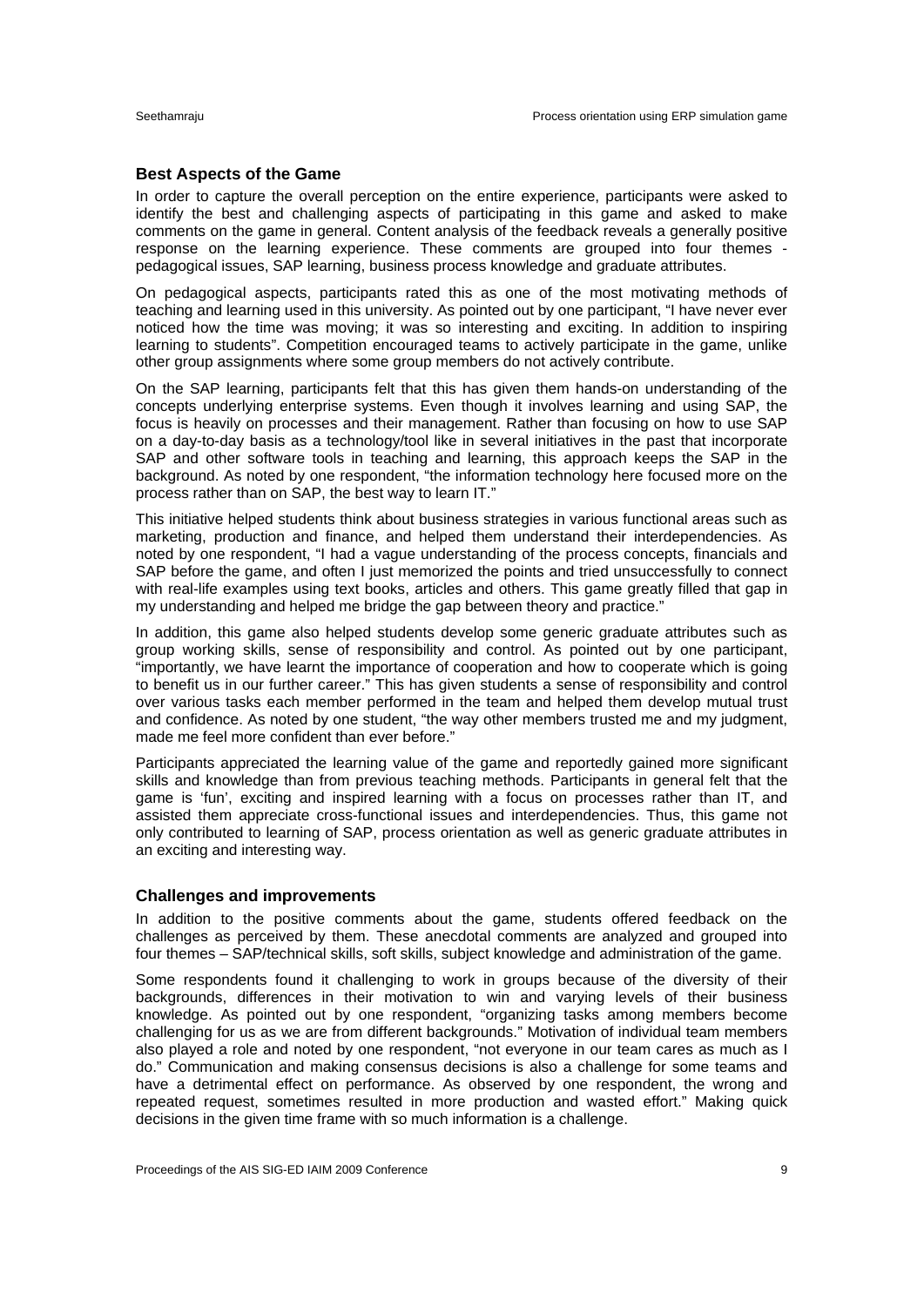### Best Aspects of the Game

In order to capture the overall perception on the entire experience, participants were asked to identify the best and challenging aspects of participating in this game and asked to make comments on the game in general. Content analysis of the feedback reveals a generally positive response on the learning experience. These comments are grouped into four themes - pedagogical issues, SAP learning, business process knowledge and graduate attributes.

On pedagogical aspects, participants rated this as one of the most motivating methods of teaching and learning used in this university. As pointed out by one participant, "I have never ever noticed how the time was moving; it was so interesting and exciting. In addition to inspiring learning to students". Competition encouraged teams to actively participate in the game, unlike other group assignments where some group members do not actively contribute.

On the SAP learning, participants felt that this has given them hands-on understanding of the concepts underlying enterprise systems. Even though it involves learning and using SAP, the focus is heavily on processes and their management. Rather than focusing on how to use SAP on a day-to-day basis as a technology/tool like in several initiatives in the past that incorporate SAP and other software tools in teaching and learning, this approach keeps the SAP in the background. As noted by one respondent, "the information technology here focused more on the process rather than on SAP, the best way to learn IT."

This initiative helped students think about business strategies in various functional areas such as marketing, production and finance, and helped them understand their interdependencies. As noted by one respondent, "I had a vague understanding of the process concepts, financials and SAP before the game, and often I just memorized the points and tried unsuccessfully to connect with real-life examples using text books, articles and others. This game greatly filled that gap in my understanding and helped me bridge the gap between theory and practice."

In addition, this game also helped students develop some generic graduate attributes such as group working skills, sense of responsibility and control. As pointed out by one participant, "importantly, we have learnt the importance of cooperation and how to cooperate which is going to benefit us in our further career." This has given students a sense of responsibility and control over various tasks each member performed in the team and helped them develop mutual trust and confidence. As noted by one student, "the way other members trusted me and my judgment, made me feel more confident than ever before."

Participants appreciated the learning value of the game and reportedly gained more significant skills and knowledge than from previous teaching methods. Participants in general felt that the game is 'fun', exciting and inspired learning with a focus on processes rather than IT, and assisted them appreciate cross-functional issues and interdependencies. Thus, this game not only contributed to learning of SAP, process orientation as well as generic graduate attributes in an exciting and interesting way.

### Challenges and improvements

In addition to the positive comments about the game, students offered feedback on the challenges as perceived by them. These anecdotal comments are analyzed and grouped into four themes – SAP/technical skills, soft skills, subject knowledge and administration of the game.

Some respondents found it challenging to work in groups because of the diversity of their backgrounds, differences in their motivation to win and varying levels of their business knowledge. As pointed out by one respondent, "organizing tasks among members become challenging for us as we are from different backgrounds." Motivation of individual team members also played a role and noted by one respondent, "not everyone in our team cares as much as I do." Communication and making consensus decisions is also a challenge for some teams and have a detrimental effect on performance. As observed by one respondent, the wrong and repeated request, sometimes resulted in more production and wasted effort." Making quick decisions in the given time frame with so much information is a challenge.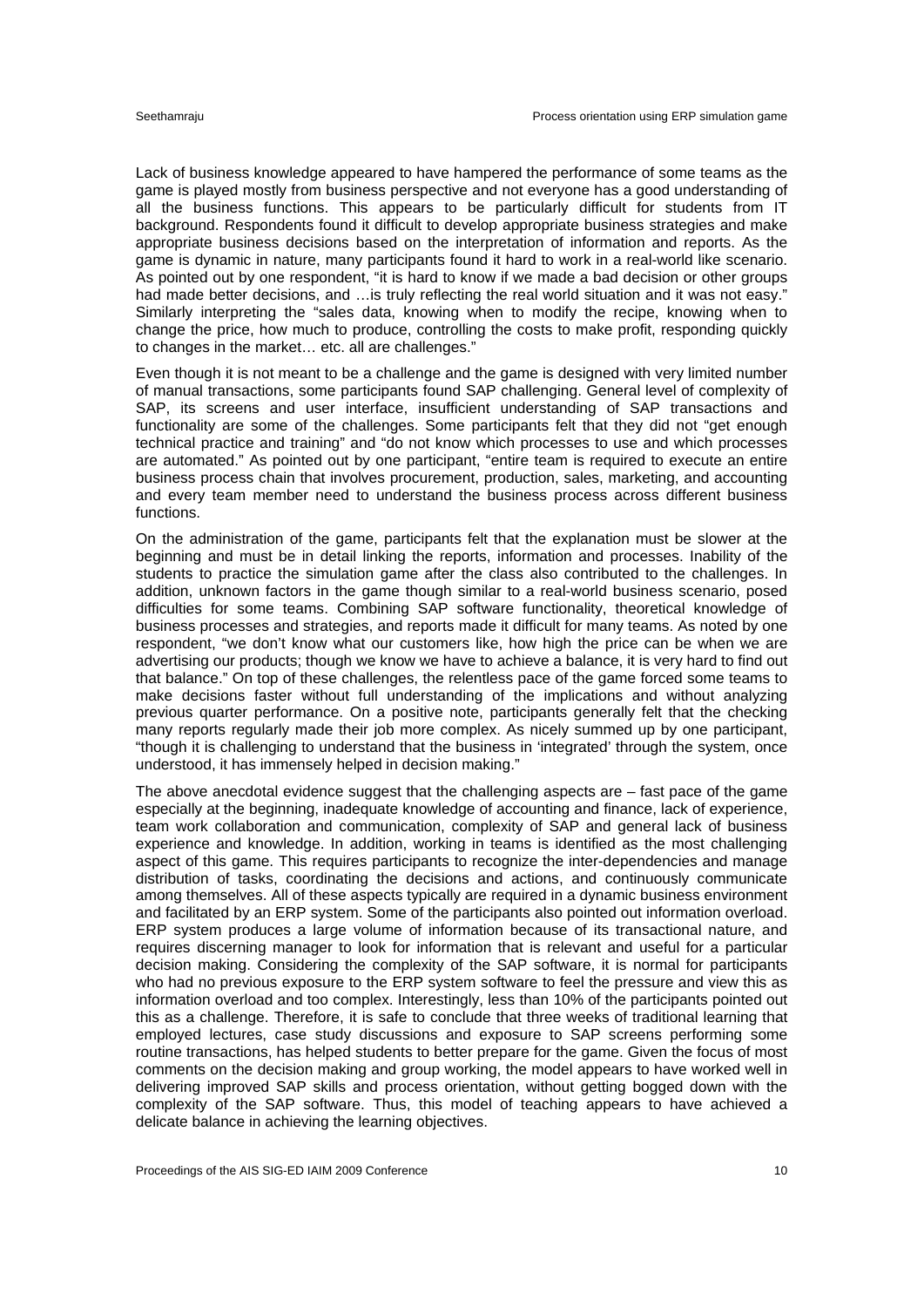Lack of business knowledge appeared to have hampered the performance of some teams as the game is played mostly from business perspective and not everyone has a good understanding of all the business functions. This appears to be particularly difficult for students from IT background. Respondents found it difficult to develop appropriate business strategies and make appropriate business decisions based on the interpretation of information and reports. As the game is dynamic in nature, many participants found it hard to work in a real-world like scenario. As pointed out by one respondent, "it is hard to know if we made a bad decision or other groups had made better decisions, and …is truly reflecting the real world situation and it was not easy." Similarly interpreting the "sales data, knowing when to modify the recipe, knowing when to change the price, how much to produce, controlling the costs to make profit, responding quickly to changes in the market… etc. all are challenges."

Even though it is not meant to be a challenge and the game is designed with very limited number of manual transactions, some participants found SAP challenging. General level of complexity of SAP, its screens and user interface, insufficient understanding of SAP transactions and functionality are some of the challenges. Some participants felt that they did not "get enough technical practice and training" and "do not know which processes to use and which processes are automated." As pointed out by one participant, "entire team is required to execute an entire business process chain that involves procurement, production, sales, marketing, and accounting and every team member need to understand the business process across different business functions.

On the administration of the game, participants felt that the explanation must be slower at the beginning and must be in detail linking the reports, information and processes. Inability of the students to practice the simulation game after the class also contributed to the challenges. In addition, unknown factors in the game though similar to a real-world business scenario, posed difficulties for some teams. Combining SAP software functionality, theoretical knowledge of business processes and strategies, and reports made it difficult for many teams. As noted by one respondent, "we don't know what our customers like, how high the price can be when we are advertising our products; though we know we have to achieve a balance, it is very hard to find out that balance." On top of these challenges, the relentless pace of the game forced some teams to make decisions faster without full understanding of the implications and without analyzing previous quarter performance. On a positive note, participants generally felt that the checking many reports regularly made their job more complex. As nicely summed up by one participant, "though it is challenging to understand that the business in 'integrated' through the system, once understood, it has immensely helped in decision making."

The above anecdotal evidence suggest that the challenging aspects are – fast pace of the game especially at the beginning, inadequate knowledge of accounting and finance, lack of experience, team work collaboration and communication, complexity of SAP and general lack of business experience and knowledge. In addition, working in teams is identified as the most challenging aspect of this game. This requires participants to recognize the inter-dependencies and manage distribution of tasks, coordinating the decisions and actions, and continuously communicate among themselves. All of these aspects typically are required in a dynamic business environment and facilitated by an ERP system. Some of the participants also pointed out information overload. ERP system produces a large volume of information because of its transactional nature, and requires discerning manager to look for information that is relevant and useful for a particular decision making. Considering the complexity of the SAP software, it is normal for participants who had no previous exposure to the ERP system software to feel the pressure and view this as information overload and too complex. Interestingly, less than 10% of the participants pointed out this as a challenge. Therefore, it is safe to conclude that three weeks of traditional learning that employed lectures, case study discussions and exposure to SAP screens performing some routine transactions, has helped students to better prepare for the game. Given the focus of most comments on the decision making and group working, the model appears to have worked well in delivering improved SAP skills and process orientation, without getting bogged down with the complexity of the SAP software. Thus, this model of teaching appears to have achieved a delicate balance in achieving the learning objectives.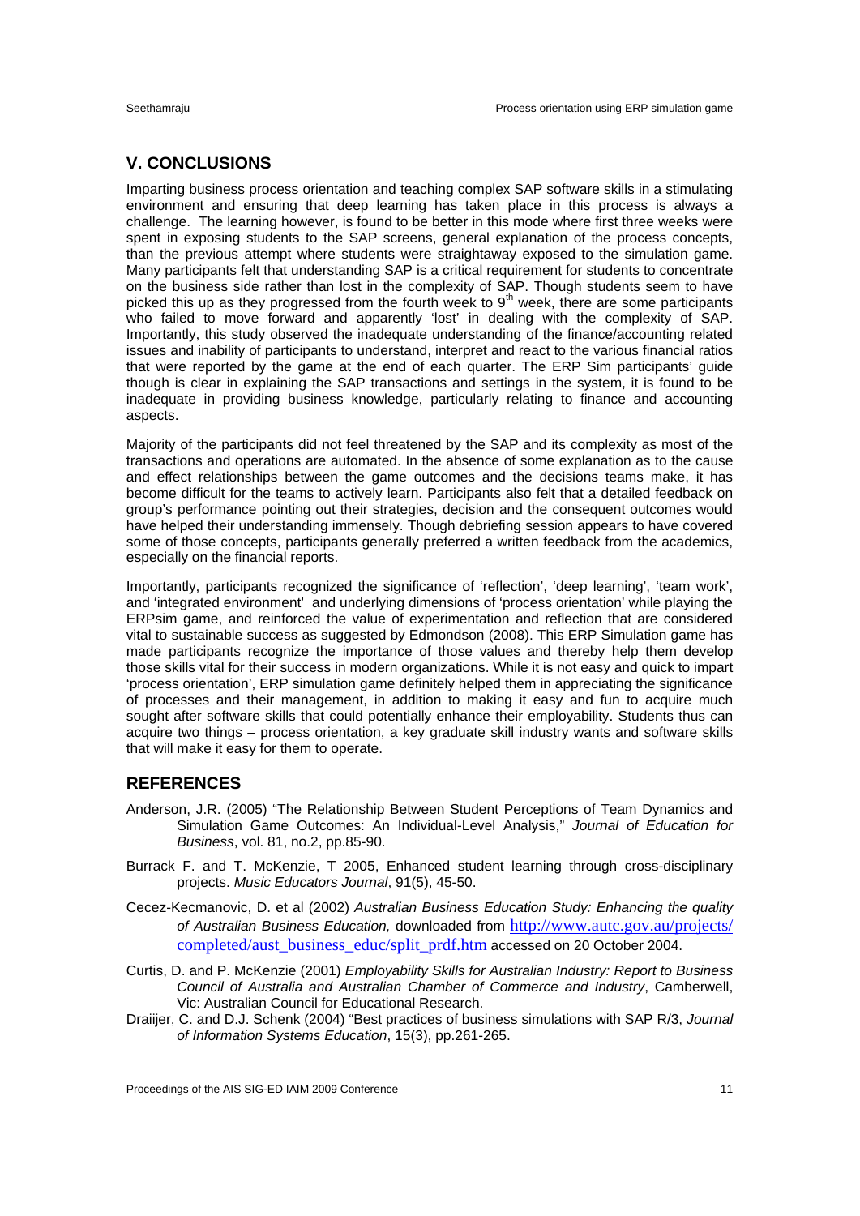## V. CONCLUSIONS

Imparting business process orientation and teaching complex SAP software skills in a stimulating environment and ensuring that deep learning has taken place in this process is always a challenge. The learning however, is found to be better in this mode where first three weeks were spent in exposing students to the SAP screens, general explanation of the process concepts, than the previous attempt where students were straightaway exposed to the simulation game. Many participants felt that understanding SAP is a critical requirement for students to concentrate on the business side rather than lost in the complexity of SAP. Though students seem to have picked this up as they progressed from the fourth week to 9th week, there are some participants who failed to move forward and apparently 'lost' in dealing with the complexity of SAP. Importantly, this study observed the inadequate understanding of the finance/accounting related issues and inability of participants to understand, interpret and react to the various financial ratios that were reported by the game at the end of each quarter. The ERP Sim participants' guide though is clear in explaining the SAP transactions and settings in the system, it is found to be inadequate in providing business knowledge, particularly relating to finance and accounting aspects.

Majority of the participants did not feel threatened by the SAP and its complexity as most of the transactions and operations are automated. In the absence of some explanation as to the cause and effect relationships between the game outcomes and the decisions teams make, it has become difficult for the teams to actively learn. Participants also felt that a detailed feedback on group's performance pointing out their strategies, decision and the consequent outcomes would have helped their understanding immensely. Though debriefing session appears to have covered some of those concepts, participants generally preferred a written feedback from the academics, especially on the financial reports.

Importantly, participants recognized the significance of 'reflection', 'deep learning', 'team work', and 'integrated environment' and underlying dimensions of 'process orientation' while playing the ERPsim game, and reinforced the value of experimentation and reflection that are considered vital to sustainable success as suggested by Edmondson (2008). This ERP Simulation game has made participants recognize the importance of those values and thereby help them develop those skills vital for their success in modern organizations. While it is not easy and quick to impart 'process orientation', ERP simulation game definitely helped them in appreciating the significance of processes and their management, in addition to making it easy and fun to acquire much sought after software skills that could potentially enhance their employability. Students thus can acquire two things – process orientation, a key graduate skill industry wants and software skills that will make it easy for them to operate.

## REFERENCES

Anderson, J.R. (2005) "The Relationship Between Student Perceptions of Team Dynamics and Simulation Game Outcomes: An Individual-Level Analysis," *Journal of Education for Business*, vol. 81, no.2, pp.85-90.

Burrack F. and T. McKenzie, T 2005, Enhanced student learning through cross-disciplinary projects. *Music Educators Journal*, 91(5), 45-50.

Cecez-Kecmanovic, D. et al (2002) *Australian Business Education Study: Enhancing the quality of Australian Business Education,* downloaded from http://www.autc.gov.au/projects/completed/aust_business_educ/split_prdf.htm accessed on 20 October 2004.

Curtis, D. and P. McKenzie (2001) *Employability Skills for Australian Industry: Report to Business Council of Australia and Australian Chamber of Commerce and Industry*, Camberwell, Vic: Australian Council for Educational Research.

Draijer, C. and D.J. Schenk (2004) "Best practices of business simulations with SAP R/3, *Journal of Information Systems Education*, 15(3), pp.261-265.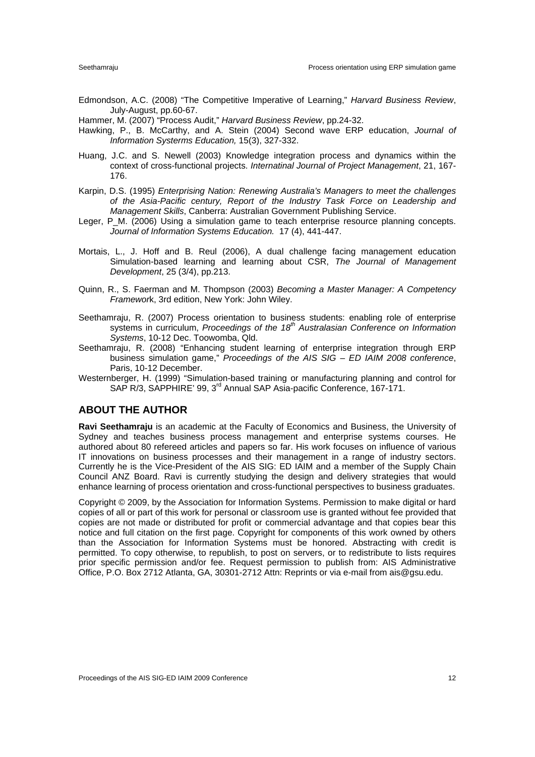Edmondson, A.C. (2008) "The Competitive Imperative of Learning," *Harvard Business Review*, July-August, pp.60-67.

Hammer, M. (2007) "Process Audit," *Harvard Business Review*, pp.24-32.

Hawking, P., B. McCarthy, and A. Stein (2004) Second wave ERP education, *Journal of Information Systerms Education,* 15(3), 327-332.

Huang, J.C. and S. Newell (2003) Knowledge integration process and dynamics within the context of cross-functional projects. *Internatinal Journal of Project Management*, 21, 167-176.

Karpin, D.S. (1995) *Enterprising Nation: Renewing Australia's Managers to meet the challenges of the Asia-Pacific century, Report of the Industry Task Force on Leadership and Management Skills*, Canberra: Australian Government Publishing Service.

Leger, P_M. (2006) Using a simulation game to teach enterprise resource planning concepts. *Journal of Information Systems Education.* 17 (4), 441-447.

Mortais, L., J. Hoff and B. Reul (2006), A dual challenge facing management education Simulation-based learning and learning about CSR, *The Journal of Management Development*, 25 (3/4), pp.213.

Quinn, R., S. Faerman and M. Thompson (2003) *Becoming a Master Manager: A Competency Framework*, 3rd edition, New York: John Wiley.

Seethamraju, R. (2007) Process orientation to business students: enabling role of enterprise systems in curriculum, *Proceedings of the 18th Australasian Conference on Information Systems*, 10-12 Dec. Toowomba, Qld.

Seethamraju, R. (2008) "Enhancing student learning of enterprise integration through ERP business simulation game," *Proceedings of the AIS SIG – ED IAIM 2008 conference*, Paris, 10-12 December.

Westernberger, H. (1999) "Simulation-based training or manufacturing planning and control for SAP R/3, SAPPHIRE' 99, 3rd Annual SAP Asia-pacific Conference, 167-171.

## ABOUT THE AUTHOR

**Ravi Seethamraju** is an academic at the Faculty of Economics and Business, the University of Sydney and teaches business process management and enterprise systems courses. He authored about 80 refereed articles and papers so far. His work focuses on influence of various IT innovations on business processes and their management in a range of industry sectors. Currently he is the Vice-President of the AIS SIG: ED IAIM and a member of the Supply Chain Council ANZ Board. Ravi is currently studying the design and delivery strategies that would enhance learning of process orientation and cross-functional perspectives to business graduates.

Copyright © 2009, by the Association for Information Systems. Permission to make digital or hard copies of all or part of this work for personal or classroom use is granted without fee provided that copies are not made or distributed for profit or commercial advantage and that copies bear this notice and full citation on the first page. Copyright for components of this work owned by others than the Association for Information Systems must be honored. Abstracting with credit is permitted. To copy otherwise, to republish, to post on servers, or to redistribute to lists requires prior specific permission and/or fee. Request permission to publish from: AIS Administrative Office, P.O. Box 2712 Atlanta, GA, 30301-2712 Attn: Reprints or via e-mail from ais@gsu.edu.